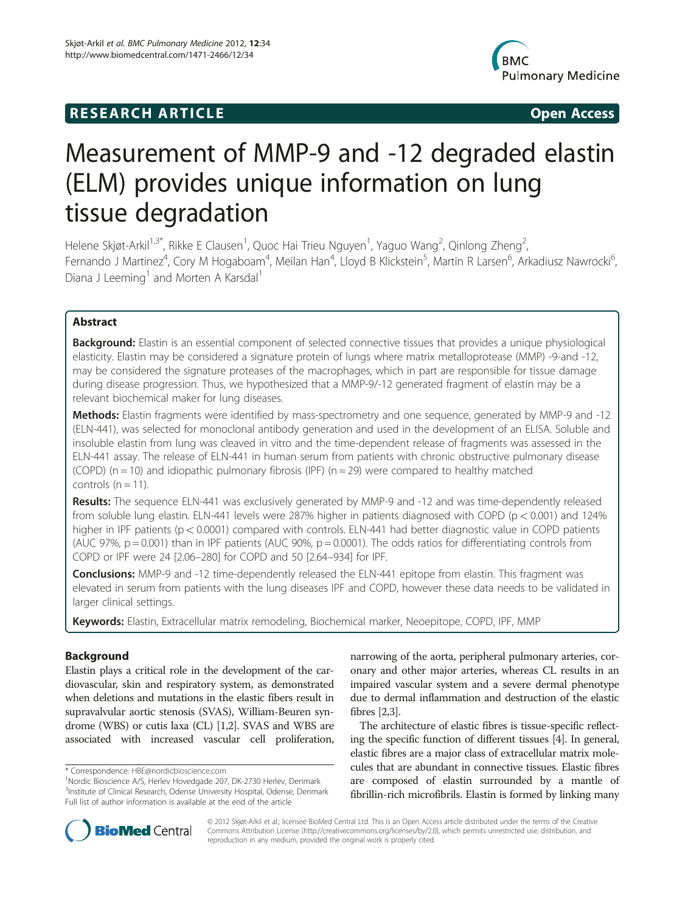RESEARCH ARTICLE Open Access

# Measurement of MMP-9 and -12 degraded elastin (ELM) provides unique information on lung tissue degradation

Helene Skjøt-Arkil[1,3*], Rikke E Clausen[1], Quoc Hai Trieu Nguyen[1], Yaguo Wang[2], Qinlong Zheng[2], Fernando J Martinez[4], Cory M Hogaboam[4], Meilan Han[4], Lloyd B Klickstein[5], Martin R Larsen[6], Arkadiusz Nawrocki[6], Diana J Leeming[1] and Morten A Karsdal[1]

## Abstract

**Background:** Elastin is an essential component of selected connective tissues that provides a unique physiological elasticity. Elastin may be considered a signature protein of lungs where matrix metalloprotease (MMP) -9-and -12, may be considered the signature proteases of the macrophages, which in part are responsible for tissue damage during disease progression. Thus, we hypothesized that a MMP-9/-12 generated fragment of elastin may be a relevant biochemical maker for lung diseases.

**Methods:** Elastin fragments were identified by mass-spectrometry and one sequence, generated by MMP-9 and -12 (ELN-441), was selected for monoclonal antibody generation and used in the development of an ELISA. Soluble and insoluble elastin from lung was cleaved in vitro and the time-dependent release of fragments was assessed in the ELN-441 assay. The release of ELN-441 in human serum from patients with chronic obstructive pulmonary disease (COPD) (n = 10) and idiopathic pulmonary fibrosis (IPF) (n = 29) were compared to healthy matched controls (n = 11).

**Results:** The sequence ELN-441 was exclusively generated by MMP-9 and -12 and was time-dependently released from soluble lung elastin. ELN-441 levels were 287% higher in patients diagnosed with COPD ($p < 0.001$) and 124% higher in IPF patients ($p < 0.0001$) compared with controls. ELN-441 had better diagnostic value in COPD patients (AUC 97%, $p = 0.001$) than in IPF patients (AUC 90%, $p = 0.0001$). The odds ratios for differentiating controls from COPD or IPF were 24 [2.06–280] for COPD and 50 [2.64–934] for IPF.

**Conclusions:** MMP-9 and -12 time-dependently released the ELN-441 epitope from elastin. This fragment was elevated in serum from patients with the lung diseases IPF and COPD, however these data needs to be validated in larger clinical settings.

**Keywords:** Elastin, Extracellular matrix remodeling, Biochemical marker, Neoepitope, COPD, IPF, MMP

## Background

Elastin plays a critical role in the development of the cardiovascular, skin and respiratory system, as demonstrated when deletions and mutations in the elastic fibers result in supravalvular aortic stenosis (SVAS), William-Beuren syndrome (WBS) or cutis laxa (CL) [1,2]. SVAS and WBS are associated with increased vascular cell proliferation, narrowing of the aorta, peripheral pulmonary arteries, coronary and other major arteries, whereas CL results in an impaired vascular system and a severe dermal phenotype due to dermal inflammation and destruction of the elastic fibres [2,3].

The architecture of elastic fibres is tissue-specific reflecting the specific function of different tissues [4]. In general, elastic fibres are a major class of extracellular matrix molecules that are abundant in connective tissues. Elastic fibres are composed of elastin surrounded by a mantle of fibrillin-rich microfibrils. Elastin is formed by linking many

* Correspondence: HBE@nordicbioscience.com
[1]Nordic Bioscience A/S, Herlev Hovedgade 207, DK-2730 Herlev, Denmark
[3]Institute of Clinical Research, Odense University Hospital, Odense, Denmark
Full list of author information is available at the end of the article

© 2012 Skjøt-Arkil et al.; licensee BioMed Central Ltd. This is an Open Access article distributed under the terms of the Creative Commons Attribution License (http://creativecommons.org/licenses/by/2.0), which permits unrestricted use, distribution, and reproduction in any medium, provided the original work is properly cited.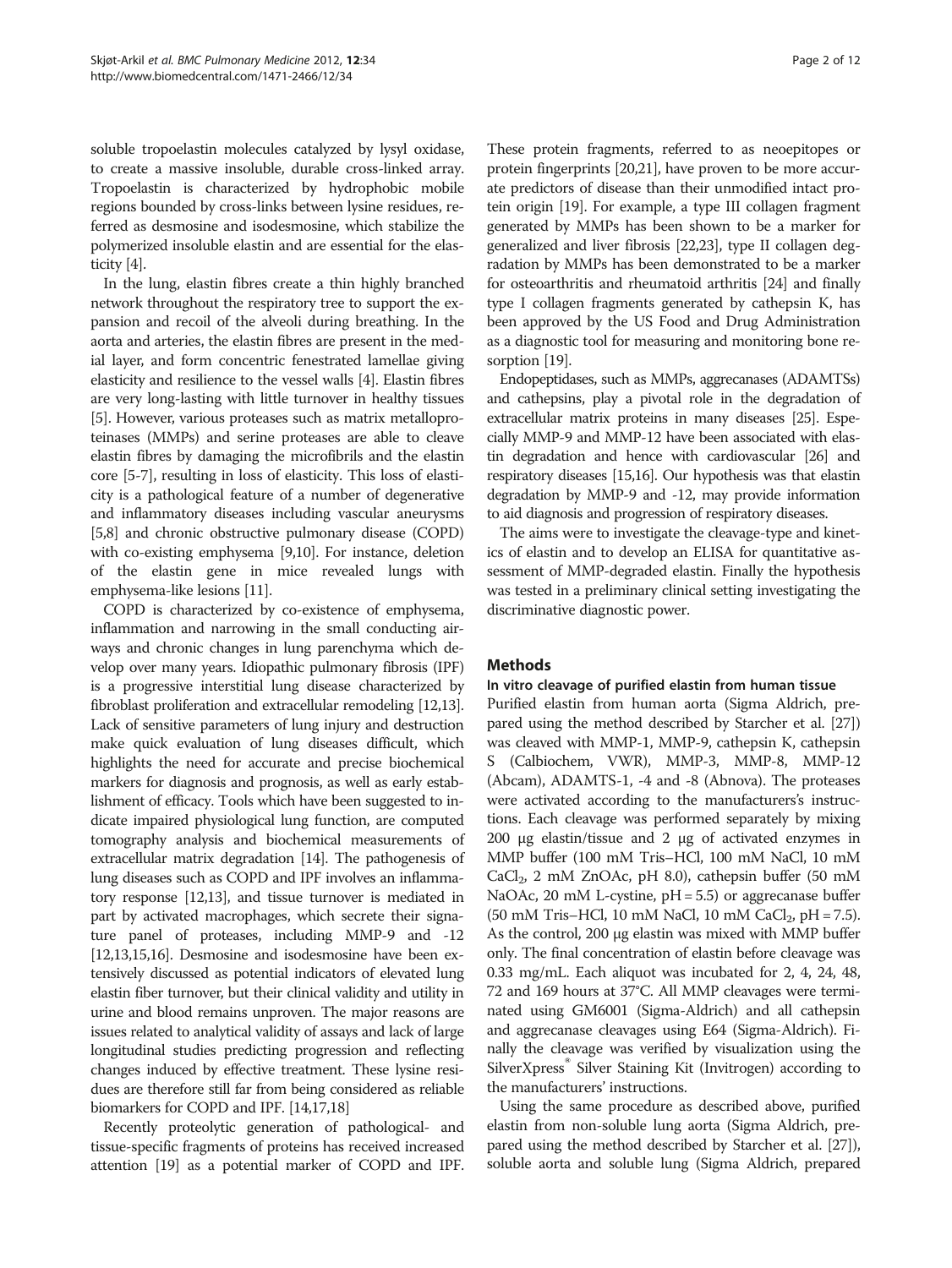soluble tropoelastin molecules catalyzed by lysyl oxidase, to create a massive insoluble, durable cross-linked array. Tropoelastin is characterized by hydrophobic mobile regions bounded by cross-links between lysine residues, referred as desmosine and isodesmosine, which stabilize the polymerized insoluble elastin and are essential for the elasticity [4].

In the lung, elastin fibres create a thin highly branched network throughout the respiratory tree to support the expansion and recoil of the alveoli during breathing. In the aorta and arteries, the elastin fibres are present in the medial layer, and form concentric fenestrated lamellae giving elasticity and resilience to the vessel walls [4]. Elastin fibres are very long-lasting with little turnover in healthy tissues [5]. However, various proteases such as matrix metalloproteinases (MMPs) and serine proteases are able to cleave elastin fibres by damaging the microfibrils and the elastin core [5-7], resulting in loss of elasticity. This loss of elasticity is a pathological feature of a number of degenerative and inflammatory diseases including vascular aneurysms [5,8] and chronic obstructive pulmonary disease (COPD) with co-existing emphysema [9,10]. For instance, deletion of the elastin gene in mice revealed lungs with emphysema-like lesions [11].

COPD is characterized by co-existence of emphysema, inflammation and narrowing in the small conducting airways and chronic changes in lung parenchyma which develop over many years. Idiopathic pulmonary fibrosis (IPF) is a progressive interstitial lung disease characterized by fibroblast proliferation and extracellular remodeling [12,13]. Lack of sensitive parameters of lung injury and destruction make quick evaluation of lung diseases difficult, which highlights the need for accurate and precise biochemical markers for diagnosis and prognosis, as well as early establishment of efficacy. Tools which have been suggested to indicate impaired physiological lung function, are computed tomography analysis and biochemical measurements of extracellular matrix degradation [14]. The pathogenesis of lung diseases such as COPD and IPF involves an inflammatory response [12,13], and tissue turnover is mediated in part by activated macrophages, which secrete their signature panel of proteases, including MMP-9 and -12 [12,13,15,16]. Desmosine and isodesmosine have been extensively discussed as potential indicators of elevated lung elastin fiber turnover, but their clinical validity and utility in urine and blood remains unproven. The major reasons are issues related to analytical validity of assays and lack of large longitudinal studies predicting progression and reflecting changes induced by effective treatment. These lysine residues are therefore still far from being considered as reliable biomarkers for COPD and IPF. [14,17,18]

Recently proteolytic generation of pathological- and tissue-specific fragments of proteins has received increased attention [19] as a potential marker of COPD and IPF. These protein fragments, referred to as neoepitopes or protein fingerprints [20,21], have proven to be more accurate predictors of disease than their unmodified intact protein origin [19]. For example, a type III collagen fragment generated by MMPs has been shown to be a marker for generalized and liver fibrosis [22,23], type II collagen degradation by MMPs has been demonstrated to be a marker for osteoarthritis and rheumatoid arthritis [24] and finally type I collagen fragments generated by cathepsin K, has been approved by the US Food and Drug Administration as a diagnostic tool for measuring and monitoring bone resorption [19].

Endopeptidases, such as MMPs, aggrecanases (ADAMTSs) and cathepsins, play a pivotal role in the degradation of extracellular matrix proteins in many diseases [25]. Especially MMP-9 and MMP-12 have been associated with elastin degradation and hence with cardiovascular [26] and respiratory diseases [15,16]. Our hypothesis was that elastin degradation by MMP-9 and -12, may provide information to aid diagnosis and progression of respiratory diseases.

The aims were to investigate the cleavage-type and kinetics of elastin and to develop an ELISA for quantitative assessment of MMP-degraded elastin. Finally the hypothesis was tested in a preliminary clinical setting investigating the discriminative diagnostic power.

## Methods

### In vitro cleavage of purified elastin from human tissue

Purified elastin from human aorta (Sigma Aldrich, prepared using the method described by Starcher et al. [27]) was cleaved with MMP-1, MMP-9, cathepsin K, cathepsin S (Calbiochem, VWR), MMP-3, MMP-8, MMP-12 (Abcam), ADAMTS-1, -4 and -8 (Abnova). The proteases were activated according to the manufacturers's instructions. Each cleavage was performed separately by mixing 200 μg elastin/tissue and 2 μg of activated enzymes in MMP buffer (100 mM Tris–HCl, 100 mM NaCl, 10 mM $CaCl_2$, 2 mM ZnOAc, pH 8.0), cathepsin buffer (50 mM NaOAc, 20 mM L-cystine, pH = 5.5) or aggrecanase buffer (50 mM Tris–HCl, 10 mM NaCl, 10 mM $CaCl_2$, pH = 7.5). As the control, 200 μg elastin was mixed with MMP buffer only. The final concentration of elastin before cleavage was 0.33 mg/mL. Each aliquot was incubated for 2, 4, 24, 48, 72 and 169 hours at 37°C. All MMP cleavages were terminated using GM6001 (Sigma-Aldrich) and all cathepsin and aggrecanase cleavages using E64 (Sigma-Aldrich). Finally the cleavage was verified by visualization using the SilverXpress® Silver Staining Kit (Invitrogen) according to the manufacturers' instructions.

Using the same procedure as described above, purified elastin from non-soluble lung aorta (Sigma Aldrich, prepared using the method described by Starcher et al. [27]), soluble aorta and soluble lung (Sigma Aldrich, prepared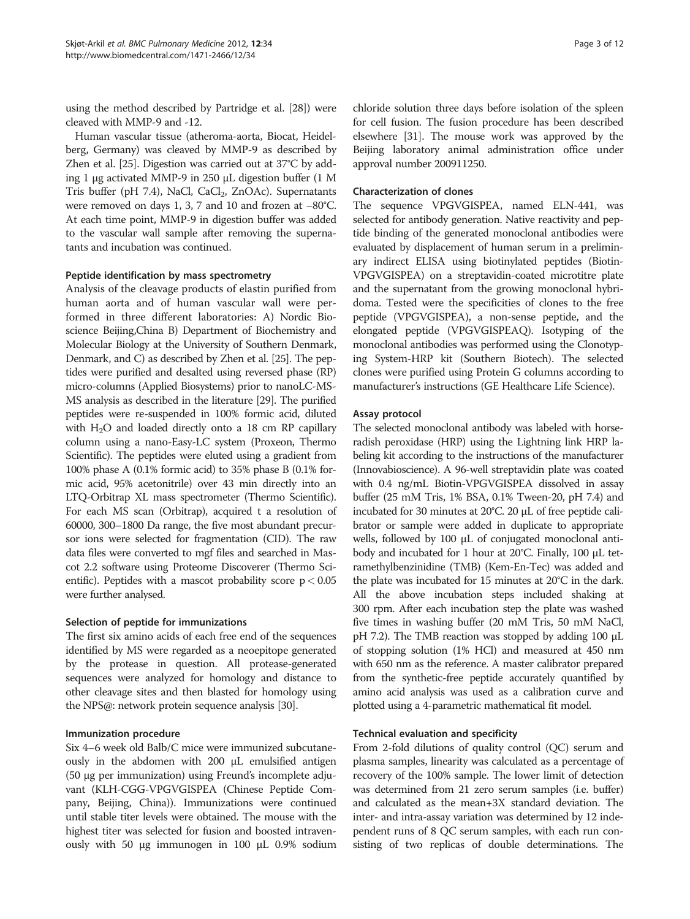using the method described by Partridge et al. [28]) were cleaved with MMP-9 and -12.

Human vascular tissue (atheroma-aorta, Biocat, Heidelberg, Germany) was cleaved by MMP-9 as described by Zhen et al. [25]. Digestion was carried out at 37°C by adding 1 μg activated MMP-9 in 250 μL digestion buffer (1 M Tris buffer (pH 7.4), NaCl, $CaCl_2$, ZnOAc). Supernatants were removed on days 1, 3, 7 and 10 and frozen at −80°C. At each time point, MMP-9 in digestion buffer was added to the vascular wall sample after removing the supernatants and incubation was continued.

### Peptide identification by mass spectrometry

Analysis of the cleavage products of elastin purified from human aorta and of human vascular wall were performed in three different laboratories: A) Nordic Bioscience Beijing,China B) Department of Biochemistry and Molecular Biology at the University of Southern Denmark, Denmark, and C) as described by Zhen et al. [25]. The peptides were purified and desalted using reversed phase (RP) micro-columns (Applied Biosystems) prior to nanoLC-MS-MS analysis as described in the literature [29]. The purified peptides were re-suspended in 100% formic acid, diluted with $H_2O$ and loaded directly onto a 18 cm RP capillary column using a nano-Easy-LC system (Proxeon, Thermo Scientific). The peptides were eluted using a gradient from 100% phase A (0.1% formic acid) to 35% phase B (0.1% formic acid, 95% acetonitrile) over 43 min directly into an LTQ-Orbitrap XL mass spectrometer (Thermo Scientific). For each MS scan (Orbitrap), acquired t a resolution of 60000, 300–1800 Da range, the five most abundant precursor ions were selected for fragmentation (CID). The raw data files were converted to mgf files and searched in Mascot 2.2 software using Proteome Discoverer (Thermo Scientific). Peptides with a mascot probability score $p < 0.05$ were further analysed.

### Selection of peptide for immunizations

The first six amino acids of each free end of the sequences identified by MS were regarded as a neoepitope generated by the protease in question. All protease-generated sequences were analyzed for homology and distance to other cleavage sites and then blasted for homology using the NPS@: network protein sequence analysis [30].

### Immunization procedure

Six 4–6 week old Balb/C mice were immunized subcutaneously in the abdomen with 200 μL emulsified antigen (50 μg per immunization) using Freund's incomplete adjuvant (KLH-CGG-VPGVGISPEA (Chinese Peptide Company, Beijing, China)). Immunizations were continued until stable titer levels were obtained. The mouse with the highest titer was selected for fusion and boosted intravenously with 50 μg immunogen in 100 μL 0.9% sodium chloride solution three days before isolation of the spleen for cell fusion. The fusion procedure has been described elsewhere [31]. The mouse work was approved by the Beijing laboratory animal administration office under approval number 200911250.

### Characterization of clones

The sequence VPGVGISPEA, named ELN-441, was selected for antibody generation. Native reactivity and peptide binding of the generated monoclonal antibodies were evaluated by displacement of human serum in a preliminary indirect ELISA using biotinylated peptides (Biotin-VPGVGISPEA) on a streptavidin-coated microtitre plate and the supernatant from the growing monoclonal hybridoma. Tested were the specificities of clones to the free peptide (VPGVGISPEA), a non-sense peptide, and the elongated peptide (VPGVGISPEAQ). Isotyping of the monoclonal antibodies was performed using the Clonotyping System-HRP kit (Southern Biotech). The selected clones were purified using Protein G columns according to manufacturer's instructions (GE Healthcare Life Science).

### Assay protocol

The selected monoclonal antibody was labeled with horseradish peroxidase (HRP) using the Lightning link HRP labeling kit according to the instructions of the manufacturer (Innovabioscience). A 96-well streptavidin plate was coated with 0.4 ng/mL Biotin-VPGVGISPEA dissolved in assay buffer (25 mM Tris, 1% BSA, 0.1% Tween-20, pH 7.4) and incubated for 30 minutes at 20°C. 20 μL of free peptide calibrator or sample were added in duplicate to appropriate wells, followed by 100 μL of conjugated monoclonal antibody and incubated for 1 hour at 20°C. Finally, 100 μL tetramethylbenzinidine (TMB) (Kem-En-Tec) was added and the plate was incubated for 15 minutes at 20°C in the dark. All the above incubation steps included shaking at 300 rpm. After each incubation step the plate was washed five times in washing buffer (20 mM Tris, 50 mM NaCl, pH 7.2). The TMB reaction was stopped by adding 100 μL of stopping solution (1% HCl) and measured at 450 nm with 650 nm as the reference. A master calibrator prepared from the synthetic-free peptide accurately quantified by amino acid analysis was used as a calibration curve and plotted using a 4-parametric mathematical fit model.

### Technical evaluation and specificity

From 2-fold dilutions of quality control (QC) serum and plasma samples, linearity was calculated as a percentage of recovery of the 100% sample. The lower limit of detection was determined from 21 zero serum samples (i.e. buffer) and calculated as the mean+3X standard deviation. The inter- and intra-assay variation was determined by 12 independent runs of 8 QC serum samples, with each run consisting of two replicas of double determinations. The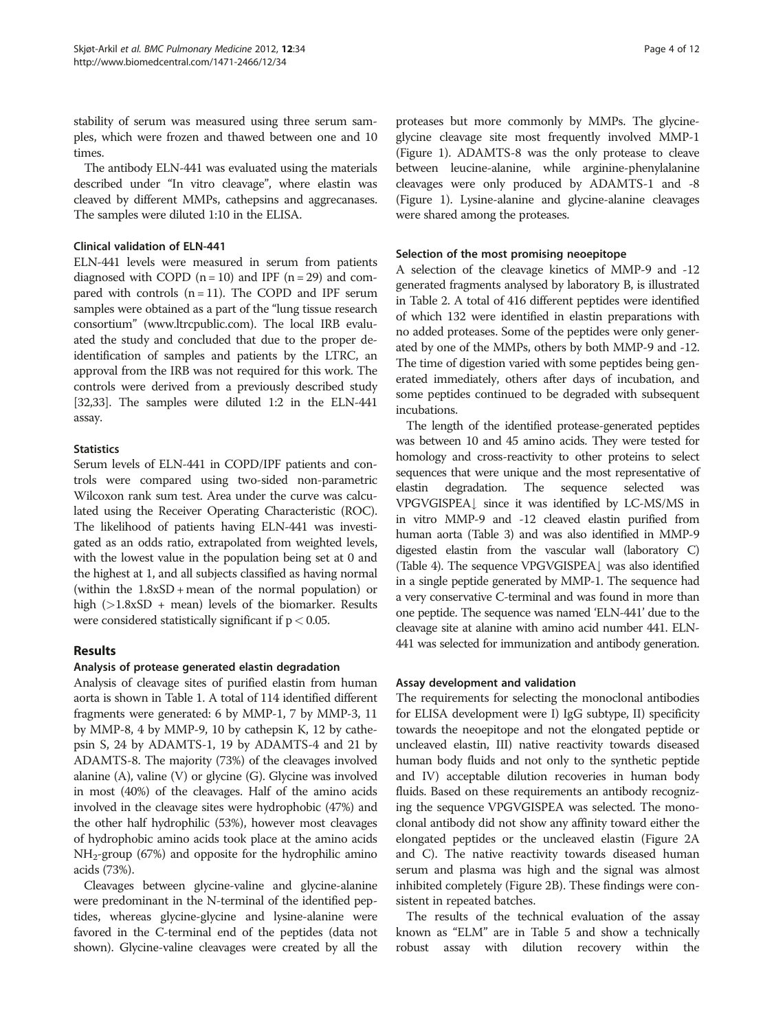stability of serum was measured using three serum samples, which were frozen and thawed between one and 10 times.

The antibody ELN-441 was evaluated using the materials described under "In vitro cleavage", where elastin was cleaved by different MMPs, cathepsins and aggrecanases. The samples were diluted 1:10 in the ELISA.

### Clinical validation of ELN-441

ELN-441 levels were measured in serum from patients diagnosed with COPD (n = 10) and IPF (n = 29) and compared with controls (n = 11). The COPD and IPF serum samples were obtained as a part of the "lung tissue research consortium" (www.ltrcpublic.com). The local IRB evaluated the study and concluded that due to the proper de-identification of samples and patients by the LTRC, an approval from the IRB was not required for this work. The controls were derived from a previously described study [32,33]. The samples were diluted 1:2 in the ELN-441 assay.

### Statistics

Serum levels of ELN-441 in COPD/IPF patients and controls were compared using two-sided non-parametric Wilcoxon rank sum test. Area under the curve was calculated using the Receiver Operating Characteristic (ROC). The likelihood of patients having ELN-441 was investigated as an odds ratio, extrapolated from weighted levels, with the lowest value in the population being set at 0 and the highest at 1, and all subjects classified as having normal (within the 1.8xSD + mean of the normal population) or high (>1.8xSD + mean) levels of the biomarker. Results were considered statistically significant if $p < 0.05$.

## Results

### Analysis of protease generated elastin degradation

Analysis of cleavage sites of purified elastin from human aorta is shown in Table 1. A total of 114 identified different fragments were generated: 6 by MMP-1, 7 by MMP-3, 11 by MMP-8, 4 by MMP-9, 10 by cathepsin K, 12 by cathepsin S, 24 by ADAMTS-1, 19 by ADAMTS-4 and 21 by ADAMTS-8. The majority (73%) of the cleavages involved alanine (A), valine (V) or glycine (G). Glycine was involved in most (40%) of the cleavages. Half of the amino acids involved in the cleavage sites were hydrophobic (47%) and the other half hydrophilic (53%), however most cleavages of hydrophobic amino acids took place at the amino acids $NH_2$-group (67%) and opposite for the hydrophilic amino acids (73%).

Cleavages between glycine-valine and glycine-alanine were predominant in the N-terminal of the identified peptides, whereas glycine-glycine and lysine-alanine were favored in the C-terminal end of the peptides (data not shown). Glycine-valine cleavages were created by all the proteases but more commonly by MMPs. The glycine-glycine cleavage site most frequently involved MMP-1 (Figure 1). ADAMTS-8 was the only protease to cleave between leucine-alanine, while arginine-phenylalanine cleavages were only produced by ADAMTS-1 and -8 (Figure 1). Lysine-alanine and glycine-alanine cleavages were shared among the proteases.

### Selection of the most promising neoepitope

A selection of the cleavage kinetics of MMP-9 and -12 generated fragments analysed by laboratory B, is illustrated in Table 2. A total of 416 different peptides were identified of which 132 were identified in elastin preparations with no added proteases. Some of the peptides were only generated by one of the MMPs, others by both MMP-9 and -12. The time of digestion varied with some peptides being generated immediately, others after days of incubation, and some peptides continued to be degraded with subsequent incubations.

The length of the identified protease-generated peptides was between 10 and 45 amino acids. They were tested for homology and cross-reactivity to other proteins to select sequences that were unique and the most representative of elastin degradation. The sequence selected was VPGVGISPEA↓ since it was identified by LC-MS/MS in in vitro MMP-9 and -12 cleaved elastin purified from human aorta (Table 3) and was also identified in MMP-9 digested elastin from the vascular wall (laboratory C) (Table 4). The sequence VPGVGISPEA↓ was also identified in a single peptide generated by MMP-1. The sequence had a very conservative C-terminal and was found in more than one peptide. The sequence was named 'ELN-441' due to the cleavage site at alanine with amino acid number 441. ELN-441 was selected for immunization and antibody generation.

### Assay development and validation

The requirements for selecting the monoclonal antibodies for ELISA development were I) IgG subtype, II) specificity towards the neoepitope and not the elongated peptide or uncleaved elastin, III) native reactivity towards diseased human body fluids and not only to the synthetic peptide and IV) acceptable dilution recoveries in human body fluids. Based on these requirements an antibody recognizing the sequence VPGVGISPEA was selected. The monoclonal antibody did not show any affinity toward either the elongated peptides or the uncleaved elastin (Figure 2A and C). The native reactivity towards diseased human serum and plasma was high and the signal was almost inhibited completely (Figure 2B). These findings were consistent in repeated batches.

The results of the technical evaluation of the assay known as "ELM" are in Table 5 and show a technically robust assay with dilution recovery within the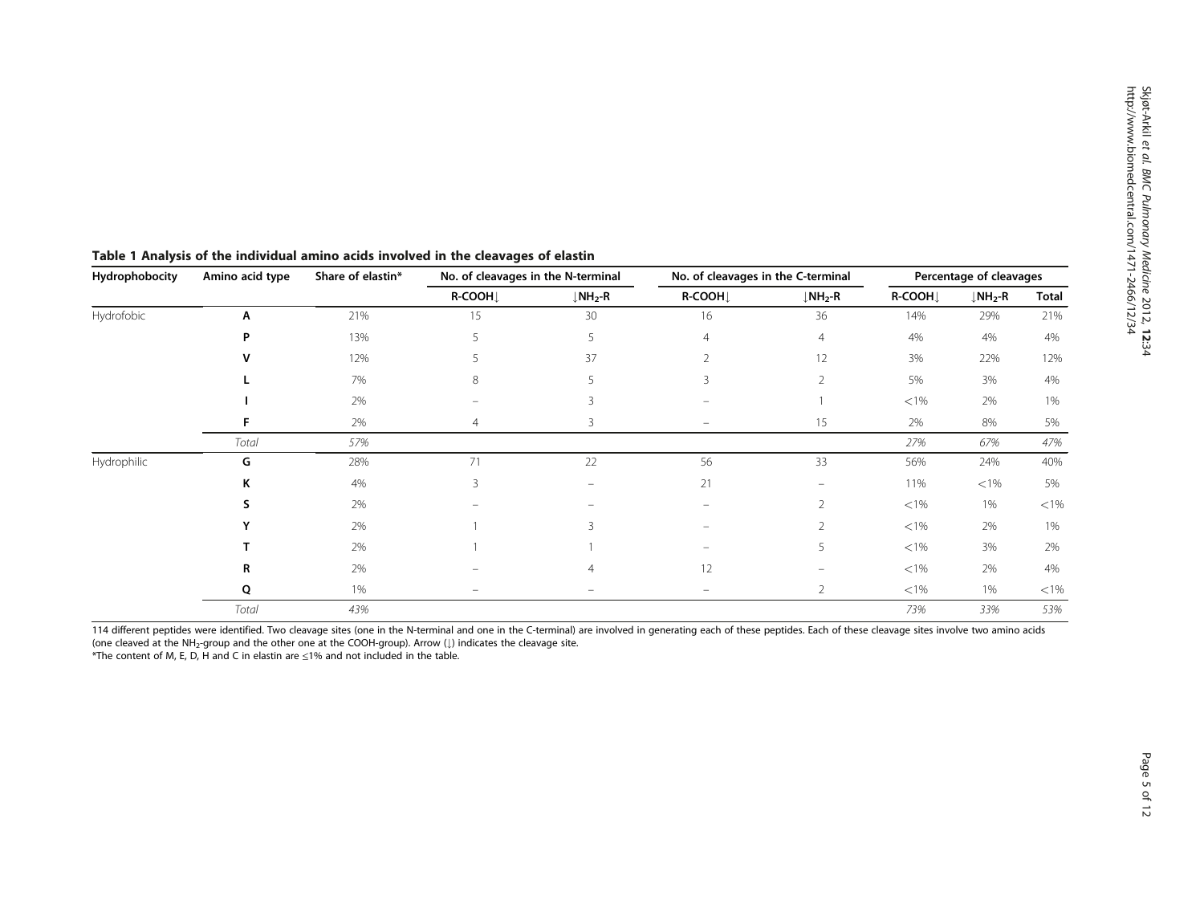**Table 1 Analysis of the individual amino acids involved in the cleavages of elastin**

| Hydrophobocity | Amino acid type | Share of elastin* | No. of cleavages in the N-terminal | | No. of cleavages in the C-terminal | | Percentage of cleavages | | |
|---|---|---|---|---|---|---|---|---|---|
| | | | R-COOH↓ | ↓$NH_2$-R | R-COOH↓ | ↓$NH_2$-R | R-COOH↓ | ↓$NH_2$-R | Total |
| Hydrofobic | **A** | 21% | 15 | 30 | 16 | 36 | 14% | 29% | 21% |
| | **P** | 13% | 5 | 5 | 4 | 4 | 4% | 4% | 4% |
| | **V** | 12% | 5 | 37 | 2 | 12 | 3% | 22% | 12% |
| | **L** | 7% | 8 | 5 | 3 | 2 | 5% | 3% | 4% |
| | **I** | 2% | – | 3 | – | 1 | <1% | 2% | 1% |
| | **F** | 2% | 4 | 3 | – | 15 | 2% | 8% | 5% |
| | *Total* | *57%* | | | | | *27%* | *67%* | *47%* |
| Hydrophilic | **G** | 28% | 71 | 22 | 56 | 33 | 56% | 24% | 40% |
| | **K** | 4% | 3 | – | 21 | – | 11% | <1% | 5% |
| | **S** | 2% | – | – | – | 2 | <1% | 1% | <1% |
| | **Y** | 2% | 1 | 3 | – | 2 | <1% | 2% | 1% |
| | **T** | 2% | 1 | 1 | – | 5 | <1% | 3% | 2% |
| | **R** | 2% | – | 4 | 12 | – | <1% | 2% | 4% |
| | **Q** | 1% | – | – | – | 2 | <1% | 1% | <1% |
| | *Total* | *43%* | | | | | *73%* | *33%* | *53%* |

114 different peptides were identified. Two cleavage sites (one in the N-terminal and one in the C-terminal) are involved in generating each of these peptides. Each of these cleavage sites involve two amino acids (one cleaved at the $NH_2$-group and the other one at the COOH-group). Arrow (↓) indicates the cleavage site.
*The content of M, E, D, H and C in elastin are ≤1% and not included in the table.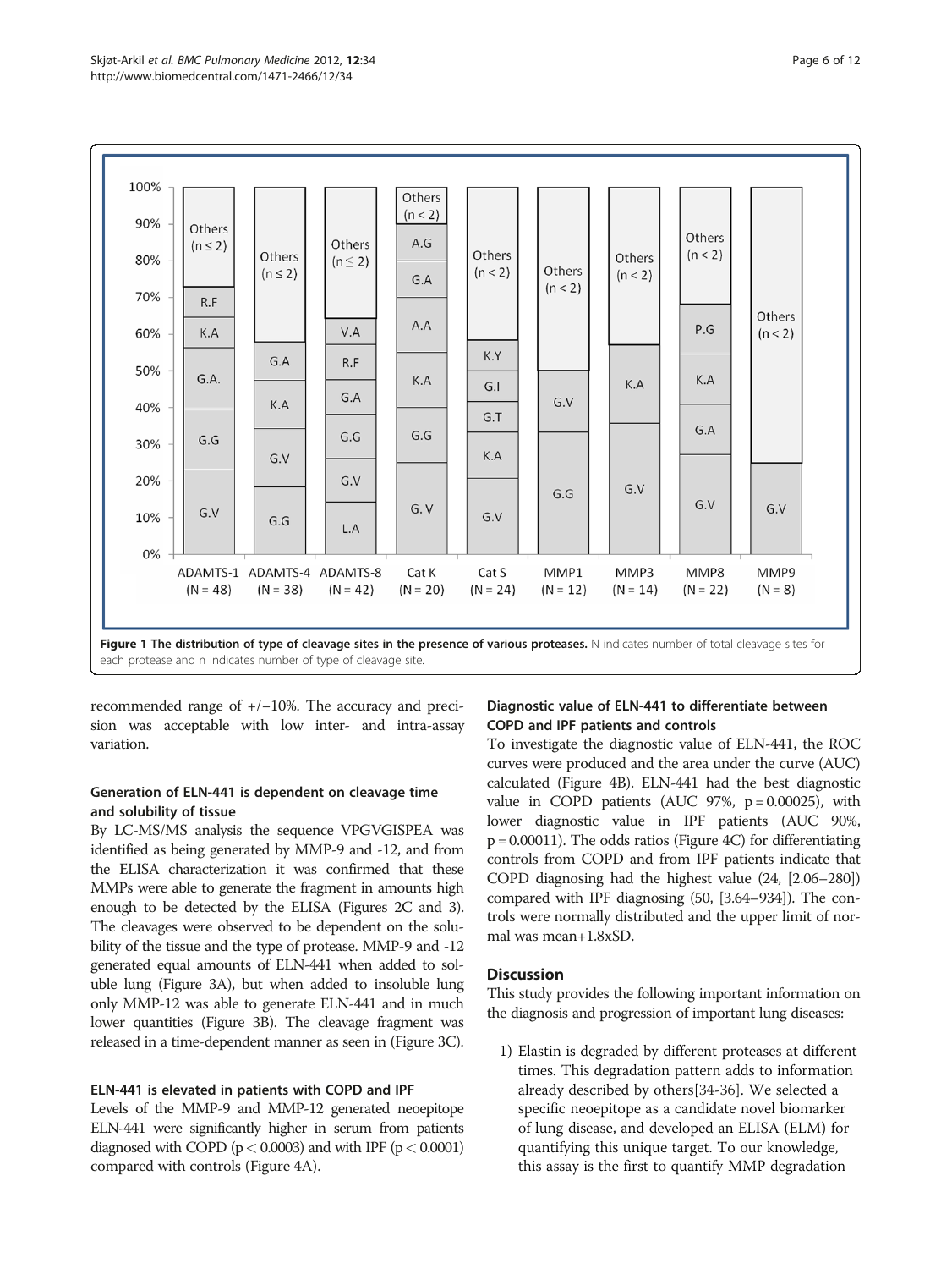Figure 1 The distribution of type of cleavage sites in the presence of various proteases. N indicates number of total cleavage sites for each protease and n indicates number of type of cleavage site.

recommended range of +/−10%. The accuracy and precision was acceptable with low inter- and intra-assay variation.

### Generation of ELN-441 is dependent on cleavage time and solubility of tissue

By LC-MS/MS analysis the sequence VPGVGISPEA was identified as being generated by MMP-9 and -12, and from the ELISA characterization it was confirmed that these MMPs were able to generate the fragment in amounts high enough to be detected by the ELISA (Figures 2C and 3). The cleavages were observed to be dependent on the solubility of the tissue and the type of protease. MMP-9 and -12 generated equal amounts of ELN-441 when added to soluble lung (Figure 3A), but when added to insoluble lung only MMP-12 was able to generate ELN-441 and in much lower quantities (Figure 3B). The cleavage fragment was released in a time-dependent manner as seen in (Figure 3C).

### ELN-441 is elevated in patients with COPD and IPF

Levels of the MMP-9 and MMP-12 generated neoepitope ELN-441 were significantly higher in serum from patients diagnosed with COPD ($p < 0.0003$) and with IPF ($p < 0.0001$) compared with controls (Figure 4A).

### Diagnostic value of ELN-441 to differentiate between COPD and IPF patients and controls

To investigate the diagnostic value of ELN-441, the ROC curves were produced and the area under the curve (AUC) calculated (Figure 4B). ELN-441 had the best diagnostic value in COPD patients (AUC 97%, $p = 0.00025$), with lower diagnostic value in IPF patients (AUC 90%, $p = 0.00011$). The odds ratios (Figure 4C) for differentiating controls from COPD and from IPF patients indicate that COPD diagnosing had the highest value (24, [2.06–280]) compared with IPF diagnosing (50, [3.64–934]). The controls were normally distributed and the upper limit of normal was mean+1.8xSD.

## Discussion

This study provides the following important information on the diagnosis and progression of important lung diseases:

1) Elastin is degraded by different proteases at different times. This degradation pattern adds to information already described by others[34-36]. We selected a specific neoepitope as a candidate novel biomarker of lung disease, and developed an ELISA (ELM) for quantifying this unique target. To our knowledge, this assay is the first to quantify MMP degradation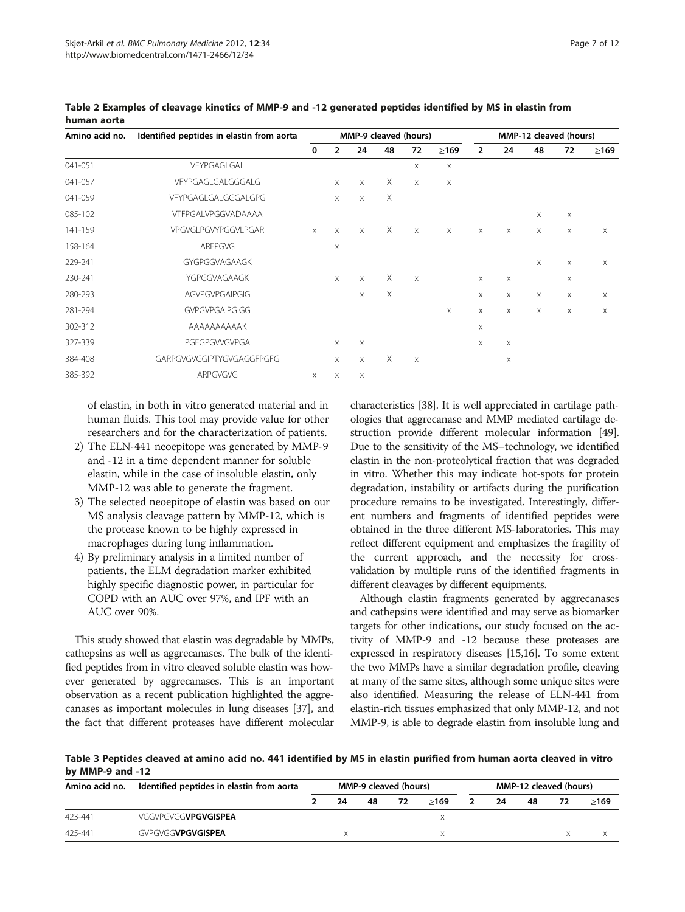**Table 2 Examples of cleavage kinetics of MMP-9 and -12 generated peptides identified by MS in elastin from human aorta**

| Amino acid no. | Identified peptides in elastin from aorta | MMP-9 cleaved (hours) | | | | | | MMP-12 cleaved (hours) | | | | |
|---|---|---|---|---|---|---|---|---|---|---|---|---|
| | | 0 | 2 | 24 | 48 | 72 | ≥169 | 2 | 24 | 48 | 72 | ≥169 |
| 041-051 | VFYPGAGLGAL | | | | | x | x | | | | | |
| 041-057 | VFYPGAGLGALGGGALG | | x | x | X | x | x | | | | | |
| 041-059 | VFYPGAGLGALGGGALGPG | | x | x | X | | | | | | | |
| 085-102 | VTFPGALVPGGVADAAAA | | | | | | | | | x | x | |
| 141-159 | VPGVGLPGVYPGGVLPGAR | x | x | x | X | x | x | x | x | x | x | x |
| 158-164 | ARFPGVG | | x | | | | | | | | | |
| 229-241 | GYGPGGVAGAAGK | | | | | | | | | x | x | x |
| 230-241 | YGPGGVAGAAGK | | x | x | X | x | | x | x | | x | |
| 280-293 | AGVPGVPGAIPGIG | | | x | X | | | x | x | x | x | x |
| 281-294 | GVPGVPGAIPGIGG | | | | | | x | x | x | x | x | x |
| 302-312 | AAAAAAAAAAK | | | | | | | x | | | | |
| 327-339 | PGFGPGVVGVPGA | | x | x | | | | x | x | | | |
| 384-408 | GARPGVGVGGIPTYGVGAGGFPGFG | | x | x | X | x | | | x | | | |
| 385-392 | ARPGVGVG | x | x | x | | | | | | | | |

of elastin, in both in vitro generated material and in human fluids. This tool may provide value for other researchers and for the characterization of patients.

2) The ELN-441 neoepitope was generated by MMP-9 and -12 in a time dependent manner for soluble elastin, while in the case of insoluble elastin, only MMP-12 was able to generate the fragment.
3) The selected neoepitope of elastin was based on our MS analysis cleavage pattern by MMP-12, which is the protease known to be highly expressed in macrophages during lung inflammation.
4) By preliminary analysis in a limited number of patients, the ELM degradation marker exhibited highly specific diagnostic power, in particular for COPD with an AUC over 97%, and IPF with an AUC over 90%.

This study showed that elastin was degradable by MMPs, cathepsins as well as aggrecanases. The bulk of the identified peptides from in vitro cleaved soluble elastin was however generated by aggrecanases. This is an important observation as a recent publication highlighted the aggrecanases as important molecules in lung diseases [37], and the fact that different proteases have different molecular characteristics [38]. It is well appreciated in cartilage pathologies that aggrecanase and MMP mediated cartilage destruction provide different molecular information [49]. Due to the sensitivity of the MS–technology, we identified elastin in the non-proteolytical fraction that was degraded in vitro. Whether this may indicate hot-spots for protein degradation, instability or artifacts during the purification procedure remains to be investigated. Interestingly, different numbers and fragments of identified peptides were obtained in the three different MS-laboratories. This may reflect different equipment and emphasizes the fragility of the current approach, and the necessity for cross-validation by multiple runs of the identified fragments in different cleavages by different equipments.

Although elastin fragments generated by aggrecanases and cathepsins were identified and may serve as biomarker targets for other indications, our study focused on the activity of MMP-9 and -12 because these proteases are expressed in respiratory diseases [15,16]. To some extent the two MMPs have a similar degradation profile, cleaving at many of the same sites, although some unique sites were also identified. Measuring the release of ELN-441 from elastin-rich tissues emphasized that only MMP-12, and not MMP-9, is able to degrade elastin from insoluble lung and

**Table 3 Peptides cleaved at amino acid no. 441 identified by MS in elastin purified from human aorta cleaved in vitro by MMP-9 and -12**

| Amino acid no. | Identified peptides in elastin from aorta | MMP-9 cleaved (hours) | | | | | MMP-12 cleaved (hours) | | | | |
|---|---|---|---|---|---|---|---|---|---|---|---|
| | | 2 | 24 | 48 | 72 | ≥169 | 2 | 24 | 48 | 72 | ≥169 |
| 423-441 | VGGVPGVGG**VPGVGISPEA** | | | | | x | | | | | |
| 425-441 | GVPGVGG**VPGVGISPEA** | | x | | | x | | | | x | x |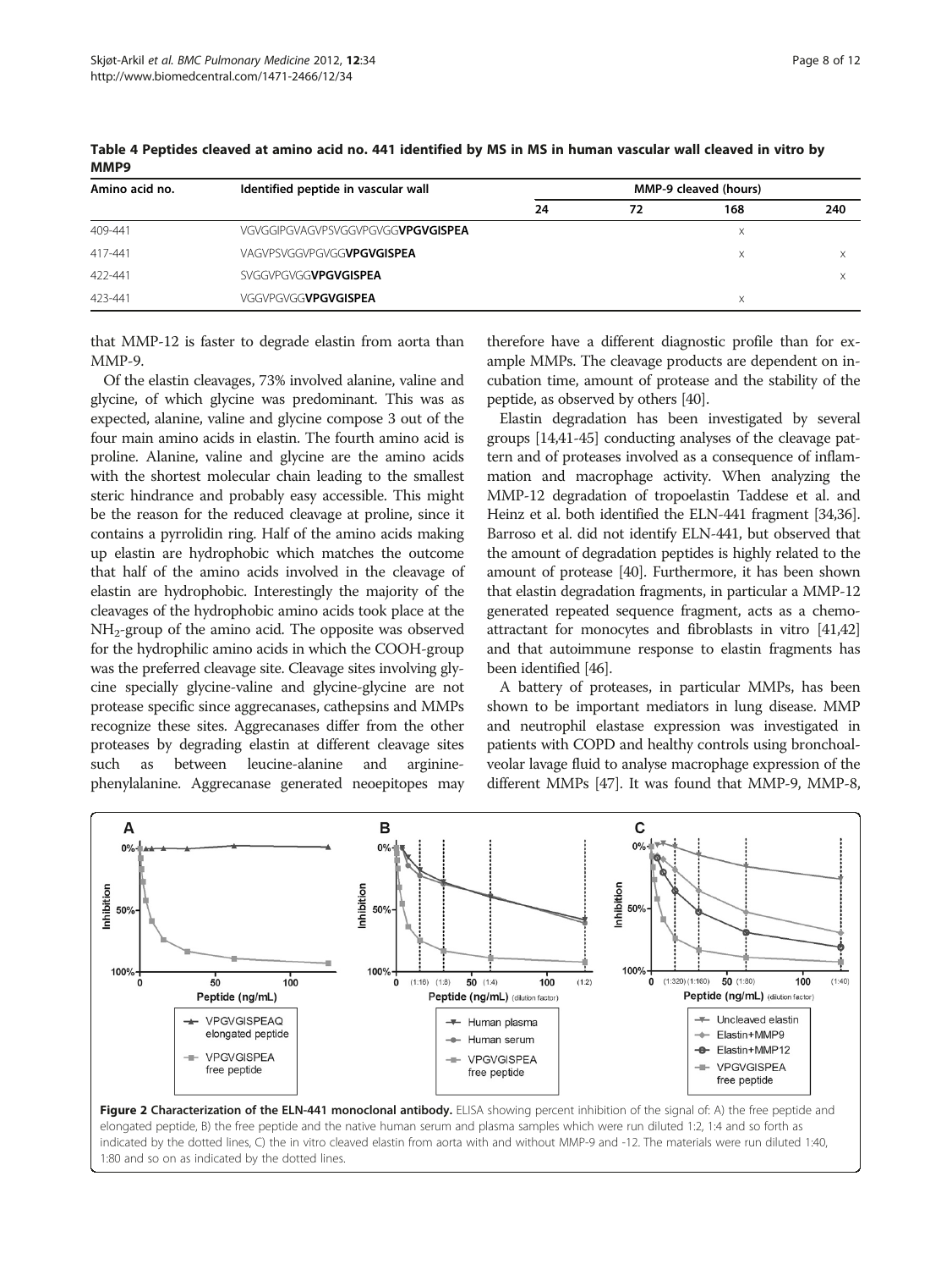**Table 4 Peptides cleaved at amino acid no. 441 identified by MS in MS in human vascular wall cleaved in vitro by MMP9**

| Amino acid no. | Identified peptide in vascular wall | MMP-9 cleaved (hours) | | | |
|---|---|---|---|---|---|
| | | 24 | 72 | 168 | 240 |
| 409-441 | VGVGGIPGVAGVPSVGGVPGVGG**VPGVGISPEA** | | | x | |
| 417-441 | VAGVPSVGGVPGVGG**VPGVGISPEA** | | | x | x |
| 422-441 | SVGGVPGVGG**VPGVGISPEA** | | | | x |
| 423-441 | VGGVPGVGG**VPGVGISPEA** | | | x | |

that MMP-12 is faster to degrade elastin from aorta than MMP-9.

Of the elastin cleavages, 73% involved alanine, valine and glycine, of which glycine was predominant. This was as expected, alanine, valine and glycine compose 3 out of the four main amino acids in elastin. The fourth amino acid is proline. Alanine, valine and glycine are the amino acids with the shortest molecular chain leading to the smallest steric hindrance and probably easy accessible. This might be the reason for the reduced cleavage at proline, since it contains a pyrrolidin ring. Half of the amino acids making up elastin are hydrophobic which matches the outcome that half of the amino acids involved in the cleavage of elastin are hydrophobic. Interestingly the majority of the cleavages of the hydrophobic amino acids took place at the $NH_2$-group of the amino acid. The opposite was observed for the hydrophilic amino acids in which the COOH-group was the preferred cleavage site. Cleavage sites involving glycine specially glycine-valine and glycine-glycine are not protease specific since aggrecanases, cathepsins and MMPs recognize these sites. Aggrecanases differ from the other proteases by degrading elastin at different cleavage sites such as between leucine-alanine and arginine-phenylalanine. Aggrecanase generated neoepitopes may therefore have a different diagnostic profile than for example MMPs. The cleavage products are dependent on incubation time, amount of protease and the stability of the peptide, as observed by others [40].

Elastin degradation has been investigated by several groups [14,41-45] conducting analyses of the cleavage pattern and of proteases involved as a consequence of inflammation and macrophage activity. When analyzing the MMP-12 degradation of tropoelastin Taddese et al. and Heinz et al. both identified the ELN-441 fragment [34,36]. Barroso et al. did not identify ELN-441, but observed that the amount of degradation peptides is highly related to the amount of protease [40]. Furthermore, it has been shown that elastin degradation fragments, in particular a MMP-12 generated repeated sequence fragment, acts as a chemoattractant for monocytes and fibroblasts in vitro [41,42] and that autoimmune response to elastin fragments has been identified [46].

A battery of proteases, in particular MMPs, has been shown to be important mediators in lung disease. MMP and neutrophil elastase expression was investigated in patients with COPD and healthy controls using bronchoalveolar lavage fluid to analyse macrophage expression of the different MMPs [47]. It was found that MMP-9, MMP-8,

**Figure 2 Characterization of the ELN-441 monoclonal antibody.** ELISA showing percent inhibition of the signal of: A) the free peptide and elongated peptide, B) the free peptide and the native human serum and plasma samples which were run diluted 1:2, 1:4 and so forth as indicated by the dotted lines, C) the in vitro cleaved elastin from aorta with and without MMP-9 and -12. The materials were run diluted 1:40, 1:80 and so on as indicated by the dotted lines.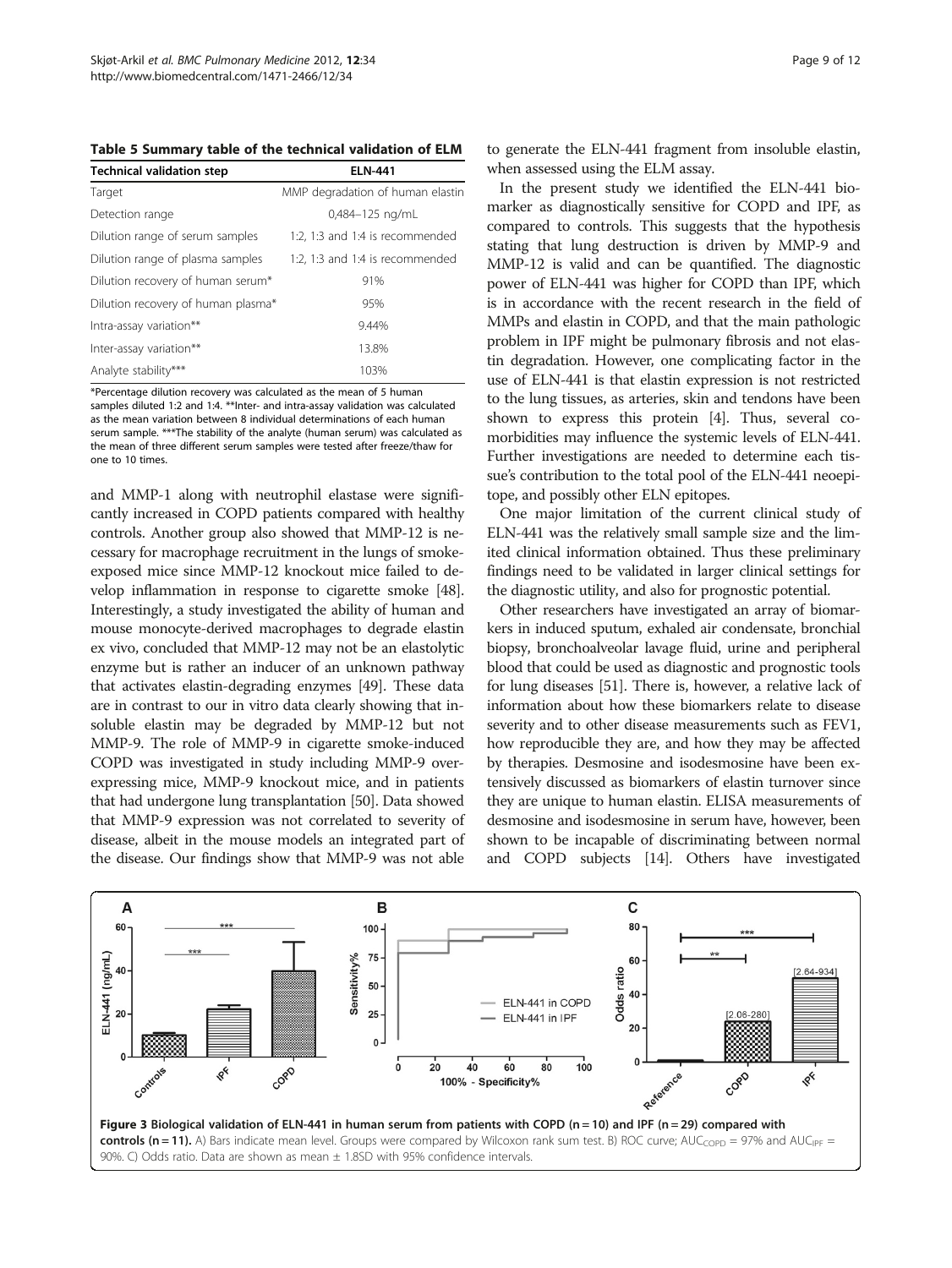**Table 5 Summary table of the technical validation of ELM**

| Technical validation step | ELN-441 |
|---|---|
| Target | MMP degradation of human elastin |
| Detection range | 0,484–125 ng/mL |
| Dilution range of serum samples | 1:2, 1:3 and 1:4 is recommended |
| Dilution range of plasma samples | 1:2, 1:3 and 1:4 is recommended |
| Dilution recovery of human serum* | 91% |
| Dilution recovery of human plasma* | 95% |
| Intra-assay variation** | 9.44% |
| Inter-assay variation** | 13.8% |
| Analyte stability*** | 103% |

*Percentage dilution recovery was calculated as the mean of 5 human samples diluted 1:2 and 1:4. **Inter- and intra-assay validation was calculated as the mean variation between 8 individual determinations of each human serum sample. ***The stability of the analyte (human serum) was calculated as the mean of three different serum samples were tested after freeze/thaw for one to 10 times.

and MMP-1 along with neutrophil elastase were significantly increased in COPD patients compared with healthy controls. Another group also showed that MMP-12 is necessary for macrophage recruitment in the lungs of smoke-exposed mice since MMP-12 knockout mice failed to develop inflammation in response to cigarette smoke [48]. Interestingly, a study investigated the ability of human and mouse monocyte-derived macrophages to degrade elastin ex vivo, concluded that MMP-12 may not be an elastolytic enzyme but is rather an inducer of an unknown pathway that activates elastin-degrading enzymes [49]. These data are in contrast to our in vitro data clearly showing that insoluble elastin may be degraded by MMP-12 but not MMP-9. The role of MMP-9 in cigarette smoke-induced COPD was investigated in study including MMP-9 over-expressing mice, MMP-9 knockout mice, and in patients that had undergone lung transplantation [50]. Data showed that MMP-9 expression was not correlated to severity of disease, albeit in the mouse models an integrated part of the disease. Our findings show that MMP-9 was not able to generate the ELN-441 fragment from insoluble elastin, when assessed using the ELM assay.

In the present study we identified the ELN-441 biomarker as diagnostically sensitive for COPD and IPF, as compared to controls. This suggests that the hypothesis stating that lung destruction is driven by MMP-9 and MMP-12 is valid and can be quantified. The diagnostic power of ELN-441 was higher for COPD than IPF, which is in accordance with the recent research in the field of MMPs and elastin in COPD, and that the main pathologic problem in IPF might be pulmonary fibrosis and not elastin degradation. However, one complicating factor in the use of ELN-441 is that elastin expression is not restricted to the lung tissues, as arteries, skin and tendons have been shown to express this protein [4]. Thus, several co-morbidities may influence the systemic levels of ELN-441. Further investigations are needed to determine each tissue's contribution to the total pool of the ELN-441 neoepitope, and possibly other ELN epitopes.

One major limitation of the current clinical study of ELN-441 was the relatively small sample size and the limited clinical information obtained. Thus these preliminary findings need to be validated in larger clinical settings for the diagnostic utility, and also for prognostic potential.

Other researchers have investigated an array of biomarkers in induced sputum, exhaled air condensate, bronchial biopsy, bronchoalveolar lavage fluid, urine and peripheral blood that could be used as diagnostic and prognostic tools for lung diseases [51]. There is, however, a relative lack of information about how these biomarkers relate to disease severity and to other disease measurements such as FEV1, how reproducible they are, and how they may be affected by therapies. Desmosine and isodesmosine have been extensively discussed as biomarkers of elastin turnover since they are unique to human elastin. ELISA measurements of desmosine and isodesmosine in serum have, however, been shown to be incapable of discriminating between normal and COPD subjects [14]. Others have investigated

**Figure 3 Biological validation of ELN-441 in human serum from patients with COPD (n = 10) and IPF (n = 29) compared with controls (n = 11).** A) Bars indicate mean level. Groups were compared by Wilcoxon rank sum test. B) ROC curve; $AUC_{COPD}$ = 97% and $AUC_{IPF}$ = 90%. C) Odds ratio. Data are shown as mean ± 1.8SD with 95% confidence intervals.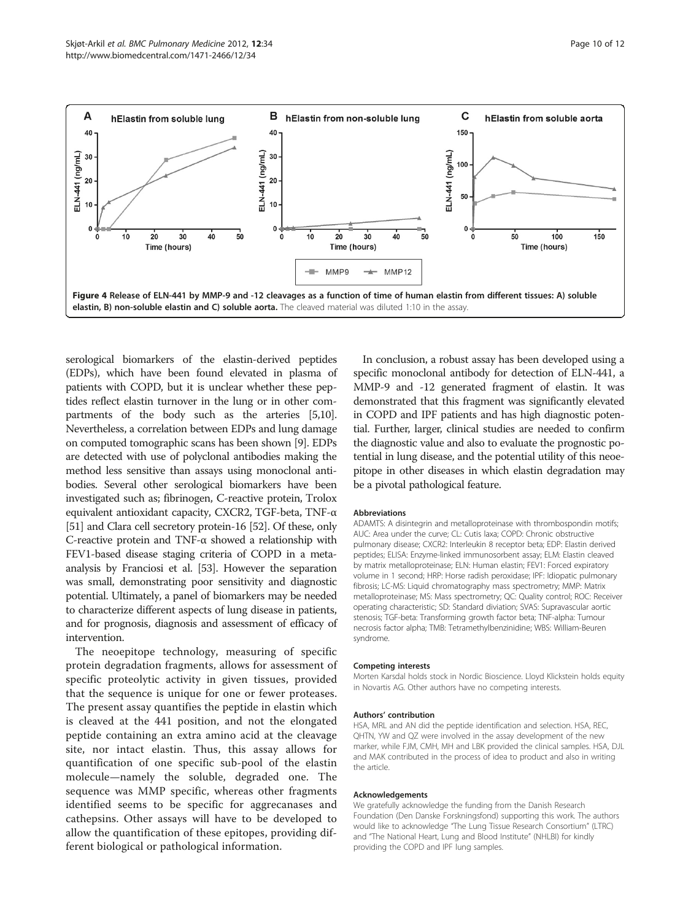Figure 4 Release of ELN-441 by MMP-9 and -12 cleavages as a function of time of human elastin from different tissues: A) soluble elastin, B) non-soluble elastin and C) soluble aorta. The cleaved material was diluted 1:10 in the assay.

serological biomarkers of the elastin-derived peptides (EDPs), which have been found elevated in plasma of patients with COPD, but it is unclear whether these peptides reflect elastin turnover in the lung or in other compartments of the body such as the arteries [5,10]. Nevertheless, a correlation between EDPs and lung damage on computed tomographic scans has been shown [9]. EDPs are detected with use of polyclonal antibodies making the method less sensitive than assays using monoclonal antibodies. Several other serological biomarkers have been investigated such as; fibrinogen, C-reactive protein, Trolox equivalent antioxidant capacity, CXCR2, TGF-beta, TNF-α [51] and Clara cell secretory protein-16 [52]. Of these, only C-reactive protein and TNF-α showed a relationship with FEV1-based disease staging criteria of COPD in a meta-analysis by Franciosi et al. [53]. However the separation was small, demonstrating poor sensitivity and diagnostic potential. Ultimately, a panel of biomarkers may be needed to characterize different aspects of lung disease in patients, and for prognosis, diagnosis and assessment of efficacy of intervention.

The neoepitope technology, measuring of specific protein degradation fragments, allows for assessment of specific proteolytic activity in given tissues, provided that the sequence is unique for one or fewer proteases. The present assay quantifies the peptide in elastin which is cleaved at the 441 position, and not the elongated peptide containing an extra amino acid at the cleavage site, nor intact elastin. Thus, this assay allows for quantification of one specific sub-pool of the elastin molecule—namely the soluble, degraded one. The sequence was MMP specific, whereas other fragments identified seems to be specific for aggrecanases and cathepsins. Other assays will have to be developed to allow the quantification of these epitopes, providing different biological or pathological information.

In conclusion, a robust assay has been developed using a specific monoclonal antibody for detection of ELN-441, a MMP-9 and -12 generated fragment of elastin. It was demonstrated that this fragment was significantly elevated in COPD and IPF patients and has high diagnostic potential. Further, larger, clinical studies are needed to confirm the diagnostic value and also to evaluate the prognostic potential in lung disease, and the potential utility of this neoepitope in other diseases in which elastin degradation may be a pivotal pathological feature.

#### Abbreviations

ADAMTS: A disintegrin and metalloproteinase with thrombospondin motifs; AUC: Area under the curve; CL: Cutis laxa; COPD: Chronic obstructive pulmonary disease; CXCR2: Interleukin 8 receptor beta; EDP: Elastin derived peptides; ELISA: Enzyme-linked immunosorbent assay; ELM: Elastin cleaved by matrix metalloproteinase; ELN: Human elastin; FEV1: Forced expiratory volume in 1 second; HRP: Horse radish peroxidase; IPF: Idiopathic pulmonary fibrosis; LC-MS: Liquid chromatography mass spectrometry; MMP: Matrix metalloproteinase; MS: Mass spectrometry; QC: Quality control; ROC: Receiver operating characteristic; SD: Standard diviation; SVAS: Supravascular aortic stenosis; TGF-beta: Transforming growth factor beta; TNF-alpha: Tumour necrosis factor alpha; TMB: Tetramethylbenzinidine; WBS: William-Beuren syndrome.

#### Competing interests

Morten Karsdal holds stock in Nordic Bioscience. Lloyd Klickstein holds equity in Novartis AG. Other authors have no competing interests.

#### Authors' contribution

HSA, MRL and AN did the peptide identification and selection. HSA, REC, QHTN, YW and QZ were involved in the assay development of the new marker, while FJM, CMH, MH and LBK provided the clinical samples. HSA, DJL and MAK contributed in the process of idea to product and also in writing the article.

#### Acknowledgements

We gratefully acknowledge the funding from the Danish Research Foundation (Den Danske Forskningsfond) supporting this work. The authors would like to acknowledge "The Lung Tissue Research Consortium" (LTRC) and "The National Heart, Lung and Blood Institute" (NHLBI) for kindly providing the COPD and IPF lung samples.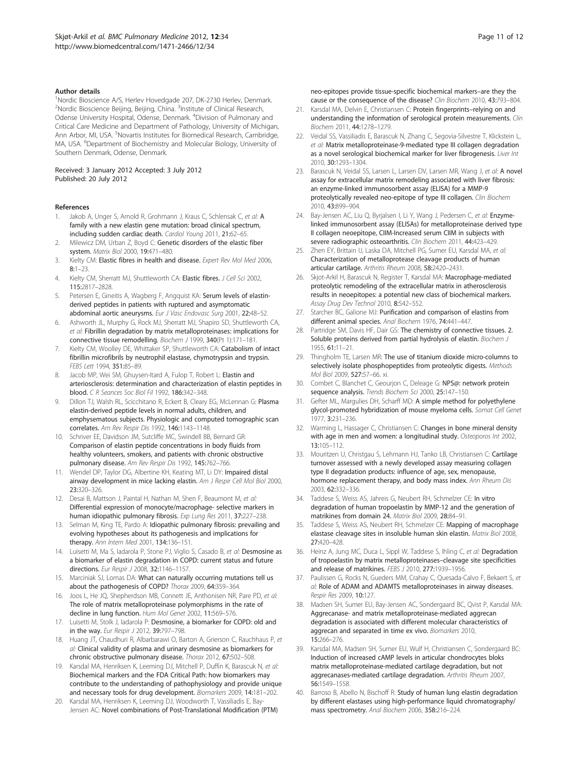## Author details

[1]Nordic Bioscience A/S, Herlev Hovedgade 207, DK-2730 Herlev, Denmark. [2]Nordic Bioscience Beijing, Beijing, China. [3]Institute of Clinical Research, Odense University Hospital, Odense, Denmark. [4]Division of Pulmonary and Critical Care Medicine and Department of Pathology, University of Michigan, Ann Arbor, MI, USA. [5]Novartis Institutes for Biomedical Research, Cambridge, MA, USA. [6]Department of Biochemistry and Molecular Biology, University of Southern Denmark, Odense, Denmark.

Received: 3 January 2012 Accepted: 3 July 2012
Published: 20 July 2012

## References

1. Jakob A, Unger S, Arnold R, Grohmann J, Kraus C, Schlensak C, *et al:* **A family with a new elastin gene mutation: broad clinical spectrum, including sudden cardiac death.** *Cardiol Young* 2011, **21:**62–65.
2. Milewicz DM, Urban Z, Boyd C: **Genetic disorders of the elastic fiber system.** *Matrix Biol* 2000, **19:**471–480.
3. Kielty CM: **Elastic fibres in health and disease.** *Expert Rev Mol Med* 2006, **8:**1–23.
4. Kielty CM, Sherratt MJ, Shuttleworth CA: **Elastic fibres.** *J Cell Sci* 2002, **115:**2817–2828.
5. Petersen E, Gineitis A, Wagberg F, Angquist KA: **Serum levels of elastin-derived peptides in patients with ruptured and asymptomatic abdominal aortic aneurysms.** *Eur J Vasc Endovasc Surg* 2001, **22:**48–52.
6. Ashworth JL, Murphy G, Rock MJ, Sherratt MJ, Shapiro SD, Shuttleworth CA, *et al:* **Fibrillin degradation by matrix metalloproteinases: implications for connective tissue remodelling.** *Biochem J* 1999, **340**(Pt 1):171–181.
7. Kielty CM, Woolley DE, Whittaker SP, Shuttleworth CA: **Catabolism of intact fibrillin microfibrils by neutrophil elastase, chymotrypsin and trypsin.** *FEBS Lett* 1994, **351:**85–89.
8. Jacob MP, Wei SM, Ghuysen-Itard A, Fulop T, Robert L: **Elastin and arteriosclerosis: determination and characterization of elastin peptides in blood.** *C R Seances Soc Biol Fil* 1992, **186:**342–348.
9. Dillon TJ, Walsh RL, Scicchitano R, Eckert B, Cleary EG, McLennan G: **Plasma elastin-derived peptide levels in normal adults, children, and emphysematous subjects. Physiologic and computed tomographic scan correlates.** *Am Rev Respir Dis* 1992, **146:**1143–1148.
10. Schriver EE, Davidson JM, Sutcliffe MC, Swindell BB, Bernard GR: **Comparison of elastin peptide concentrations in body fluids from healthy volunteers, smokers, and patients with chronic obstructive pulmonary disease.** *Am Rev Respir Dis* 1992, **145:**762–766.
11. Wendel DP, Taylor DG, Albertine KH, Keating MT, Li DY: **Impaired distal airway development in mice lacking elastin.** *Am J Respir Cell Mol Biol* 2000, **23:**320–326.
12. Desai B, Mattson J, Paintal H, Nathan M, Shen F, Beaumont M, *et al:* **Differential expression of monocyte/macrophage- selective markers in human idiopathic pulmonary fibrosis.** *Exp Lung Res* 2011, **37:**227–238.
13. Selman M, King TE, Pardo A: **Idiopathic pulmonary fibrosis: prevailing and evolving hypotheses about its pathogenesis and implications for therapy.** *Ann Intern Med* 2001, **134:**136–151.
14. Luisetti M, Ma S, Iadarola P, Stone PJ, Viglio S, Casado B, *et al:* **Desmosine as a biomarker of elastin degradation in COPD: current status and future directions.** *Eur Respir J* 2008, **32:**1146–1157.
15. Marciniak SJ, Lomas DA: **What can naturally occurring mutations tell us about the pathogenesis of COPD?** *Thorax* 2009, **64:**359–364.
16. Joos L, He JQ, Shepherdson MB, Connett JE, Anthonisen NR, Pare PD, *et al:* **The role of matrix metalloproteinase polymorphisms in the rate of decline in lung function.** *Hum Mol Genet* 2002, **11:**569–576.
17. Luisetti M, Stolk J, Iadarola P: **Desmosine, a biomarker for COPD: old and in the way.** *Eur Respir J* 2012, **39:**797–798.
18. Huang JT, Chaudhuri R, Albarbarawi O, Barton A, Grierson C, Rauchhaus P, *et al:* **Clinical validity of plasma and urinary desmosine as biomarkers for chronic obstructive pulmonary disease.** *Thorax* 2012, **67:**502–508.
19. Karsdal MA, Henriksen K, Leeming DJ, Mitchell P, Duffin K, Barascuk N, *et al:* **Biochemical markers and the FDA Critical Path: how biomarkers may contribute to the understanding of pathophysiology and provide unique and necessary tools for drug development.** *Biomarkers* 2009, **14:**181–202.
20. Karsdal MA, Henriksen K, Leeming DJ, Woodworth T, Vassiliadis E, Bay-Jensen AC: **Novel combinations of Post-Translational Modification (PTM) neo-epitopes provide tissue-specific biochemical markers–are they the cause or the consequence of the disease?** *Clin Biochem* 2010, **43:**793–804.
21. Karsdal MA, Delvin E, Christiansen C: **Protein fingerprints–relying on and understanding the information of serological protein measurements.** *Clin Biochem* 2011, **44:**1278–1279.
22. Veidal SS, Vassiliadis E, Barascuk N, Zhang C, Segovia-Silvestre T, Klickstein L, *et al:* **Matrix metalloproteinase-9-mediated type III collagen degradation as a novel serological biochemical marker for liver fibrogenesis.** *Liver Int* 2010, **30:**1293–1304.
23. Barascuk N, Veidal SS, Larsen L, Larsen DV, Larsen MR, Wang J, *et al:* **A novel assay for extracellular matrix remodeling associated with liver fibrosis: an enzyme-linked immunosorbent assay (ELISA) for a MMP-9 proteolytically revealed neo-epitope of type III collagen.** *Clin Biochem* 2010, **43:**899–904.
24. Bay-Jensen AC, Liu Q, Byrjalsen I, Li Y, Wang J, Pedersen C, *et al:* **Enzyme-linked immunosorbent assay (ELISAs) for metalloproteinase derived type II collagen neoepitope, CIIM-Increased serum CIIM in subjects with severe radiographic osteoarthritis.** *Clin Biochem* 2011, **44:**423–429.
25. Zhen EY, Brittain IJ, Laska DA, Mitchell PG, Sumer EU, Karsdal MA, *et al:* **Characterization of metalloprotease cleavage products of human articular cartilage.** *Arthritis Rheum* 2008, **58:**2420–2431.
26. Skjot-Arkil H, Barascuk N, Register T, Karsdal MA: **Macrophage-mediated proteolytic remodeling of the extracellular matrix in atherosclerosis results in neoepitopes: a potential new class of biochemical markers.** *Assay Drug Dev Technol* 2010, **8:**542–552.
27. Starcher BC, Galione MJ: **Purification and comparison of elastins from different animal species.** *Anal Biochem* 1976, **74:**441–447.
28. Partridge SM, Davis HF, Dair GS: **The chemistry of connective tissues. 2. Soluble proteins derived from partial hydrolysis of elastin.** *Biochem J* 1955, **61:**11–21.
29. Thingholm TE, Larsen MR: **The use of titanium dioxide micro-columns to selectively isolate phosphopeptides from proteolytic digests.** *Methods Mol Biol* 2009, **527:**57–66. xi.
30. Combet C, Blanchet C, Geourjon C, Deleage G: **NPS@: network protein sequence analysis.** *Trends Biochem Sci* 2000, **25:**147–150.
31. Gefter ML, Margulies DH, Scharff MD: **A simple method for polyethylene glycol-promoted hybridization of mouse myeloma cells.** *Somat Cell Genet* 1977, **3:**231–236.
32. Warming L, Hassager C, Christiansen C: **Changes in bone mineral density with age in men and women: a longitudinal study.** *Osteoporos Int* 2002, **13:**105–112.
33. Mouritzen U, Christgau S, Lehmann HJ, Tanko LB, Christiansen C: **Cartilage turnover assessed with a newly developed assay measuring collagen type II degradation products: influence of age, sex, menopause, hormone replacement therapy, and body mass index.** *Ann Rheum Dis* 2003, **62:**332–336.
34. Taddese S, Weiss AS, Jahreis G, Neubert RH, Schmelzer CE: **In vitro degradation of human tropoelastin by MMP-12 and the generation of matrikines from domain 24.** *Matrix Biol* 2009, **28:**84–91.
35. Taddese S, Weiss AS, Neubert RH, Schmelzer CE: **Mapping of macrophage elastase cleavage sites in insoluble human skin elastin.** *Matrix Biol* 2008, **27:**420–428.
36. Heinz A, Jung MC, Duca L, Sippl W, Taddese S, Ihling C, *et al:* **Degradation of tropoelastin by matrix metalloproteinases–cleavage site specificities and release of matrikines.** *FEBS J* 2010, **277:**1939–1956.
37. Paulissen G, Rocks N, Gueders MM, Crahay C, Quesada-Calvo F, Bekaert S, *et al:* **Role of ADAM and ADAMTS metalloproteinases in airway diseases.** *Respir Res* 2009, **10:**127.
38. Madsen SH, Sumer EU, Bay-Jensen AC, Sondergaard BC, Qvist P, Karsdal MA: **Aggrecanase- and matrix metalloproteinase-mediated aggrecan degradation is associated with different molecular characteristics of aggrecan and separated in time ex vivo.** *Biomarkers* 2010, **15:**266–276.
39. Karsdal MA, Madsen SH, Sumer EU, Wulf H, Christiansen C, Sondergaard BC: **Induction of increased cAMP levels in articular chondrocytes bloks matrix metalloproteinase-mediated cartilage degradation, but not aggrecanases-mediated cartilage degradation.** *Arthritis Rheum* 2007, **56:**1549–1558.
40. Barroso B, Abello N, Bischoff R: **Study of human lung elastin degradation by different elastases using high-performance liquid chromatography/mass spectrometry.** *Anal Biochem* 2006, **358:**216–224.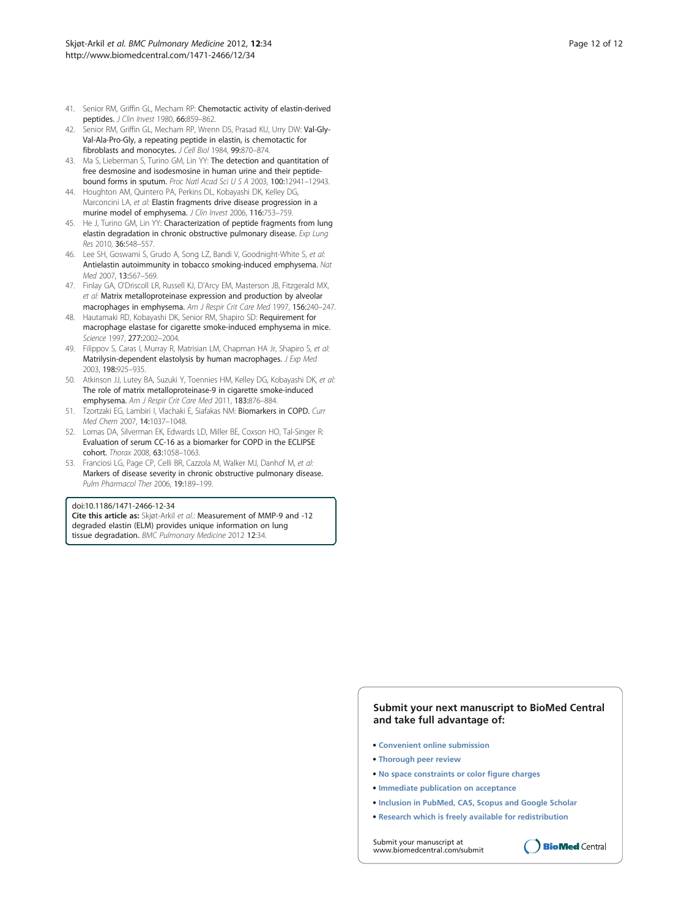41. Senior RM, Griffin GL, Mecham RP: **Chemotactic activity of elastin-derived peptides.** *J Clin Invest* 1980, **66:**859–862.
42. Senior RM, Griffin GL, Mecham RP, Wrenn DS, Prasad KU, Urry DW: **Val-Gly-Val-Ala-Pro-Gly, a repeating peptide in elastin, is chemotactic for fibroblasts and monocytes.** *J Cell Biol* 1984, **99:**870–874.
43. Ma S, Lieberman S, Turino GM, Lin YY: **The detection and quantitation of free desmosine and isodesmosine in human urine and their peptide-bound forms in sputum.** *Proc Natl Acad Sci U S A* 2003, **100:**12941–12943.
44. Houghton AM, Quintero PA, Perkins DL, Kobayashi DK, Kelley DG, Marconcini LA, *et al:* **Elastin fragments drive disease progression in a murine model of emphysema.** *J Clin Invest* 2006, **116:**753–759.
45. He J, Turino GM, Lin YY: **Characterization of peptide fragments from lung elastin degradation in chronic obstructive pulmonary disease.** *Exp Lung Res* 2010, **36:**548–557.
46. Lee SH, Goswami S, Grudo A, Song LZ, Bandi V, Goodnight-White S, *et al:* **Antielastin autoimmunity in tobacco smoking-induced emphysema.** *Nat Med* 2007, **13:**567–569.
47. Finlay GA, O'Driscoll LR, Russell KJ, D'Arcy EM, Masterson JB, Fitzgerald MX, *et al:* **Matrix metalloproteinase expression and production by alveolar macrophages in emphysema.** *Am J Respir Crit Care Med* 1997, **156:**240–247.
48. Hautamaki RD, Kobayashi DK, Senior RM, Shapiro SD: **Requirement for macrophage elastase for cigarette smoke-induced emphysema in mice.** *Science* 1997, **277:**2002–2004.
49. Filippov S, Caras I, Murray R, Matrisian LM, Chapman HA Jr, Shapiro S, *et al:* **Matrilysin-dependent elastolysis by human macrophages.** *J Exp Med* 2003, **198:**925–935.
50. Atkinson JJ, Lutey BA, Suzuki Y, Toennies HM, Kelley DG, Kobayashi DK, *et al:* **The role of matrix metalloproteinase-9 in cigarette smoke-induced emphysema.** *Am J Respir Crit Care Med* 2011, **183:**876–884.
51. Tzortzaki EG, Lambiri I, Vlachaki E, Siafakas NM: **Biomarkers in COPD.** *Curr Med Chem* 2007, **14:**1037–1048.
52. Lomas DA, Silverman EK, Edwards LD, Miller BE, Coxson HO, Tal-Singer R: **Evaluation of serum CC-16 as a biomarker for COPD in the ECLIPSE cohort.** *Thorax* 2008, **63:**1058–1063.
53. Franciosi LG, Page CP, Celli BR, Cazzola M, Walker MJ, Danhof M, *et al:* **Markers of disease severity in chronic obstructive pulmonary disease.** *Pulm Pharmacol Ther* 2006, **19:**189–199.

doi:10.1186/1471-2466-12-34

**Cite this article as:** Skjøt-Arkil *et al.*: Measurement of MMP-9 and -12 degraded elastin (ELM) provides unique information on lung tissue degradation. *BMC Pulmonary Medicine* 2012 **12**:34.

**Submit your next manuscript to BioMed Central and take full advantage of:**

- **Convenient online submission**
- **Thorough peer review**
- **No space constraints or color figure charges**
- **Immediate publication on acceptance**
- **Inclusion in PubMed, CAS, Scopus and Google Scholar**
- **Research which is freely available for redistribution**

Submit your manuscript at
www.biomedcentral.com/submit

BioMed Central